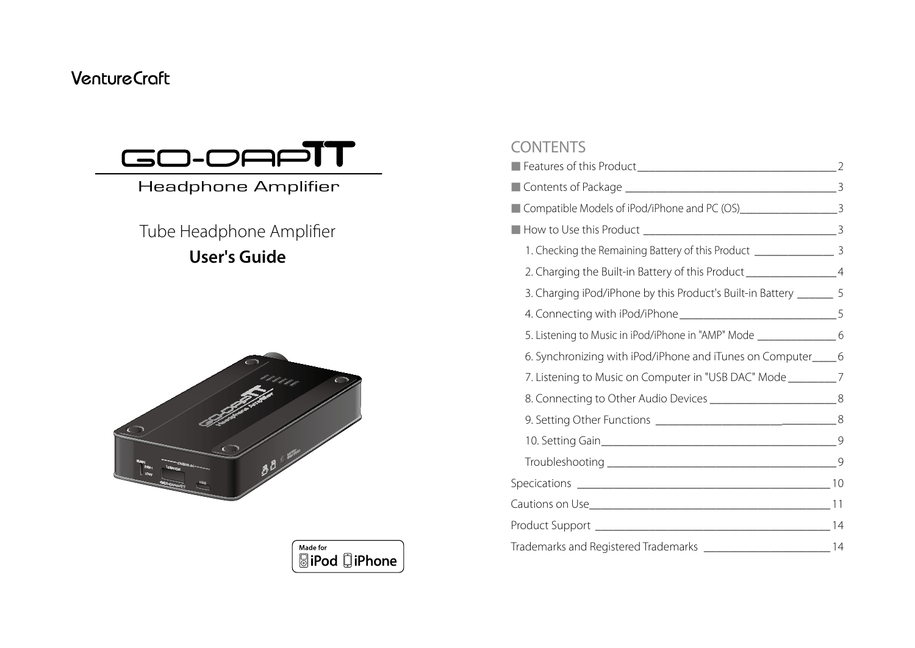VentureCraft

# GO-DAP TT

Headphone Amplifier

Tube Headphone Amplifier

**User's Guide**

Made for iPod iPhone

## CONTENTS

- ■ Features of this Product ____ 2
- ■ Contents of Package ____ 3
- ■ Compatible Models of iPod/iPhone and PC (OS) ____ 3
- ■ How to Use this Product ____ 3
  - 1. Checking the Remaining Battery of this Product ____ 3
  - 2. Charging the Built-in Battery of this Product ____ 4
  - 3. Charging iPod/iPhone by this Product's Built-in Battery ____ 5
  - 4. Connecting with iPod/iPhone ____ 5
  - 5. Listening to Music in iPod/iPhone in "AMP" Mode ____ 6
  - 6. Synchronizing with iPod/iPhone and iTunes on Computer ____ 6
  - 7. Listening to Music on Computer in "USB DAC" Mode ____ 7
  - 8. Connecting to Other Audio Devices ____ 8
  - 9. Setting Other Functions ____ 8
  - 10. Setting Gain ____ 9
  - Troubleshooting ____ 9

Specications ____ 10

Cautions on Use ____ 11

Product Support ____ 14

Trademarks and Registered Trademarks ____ 14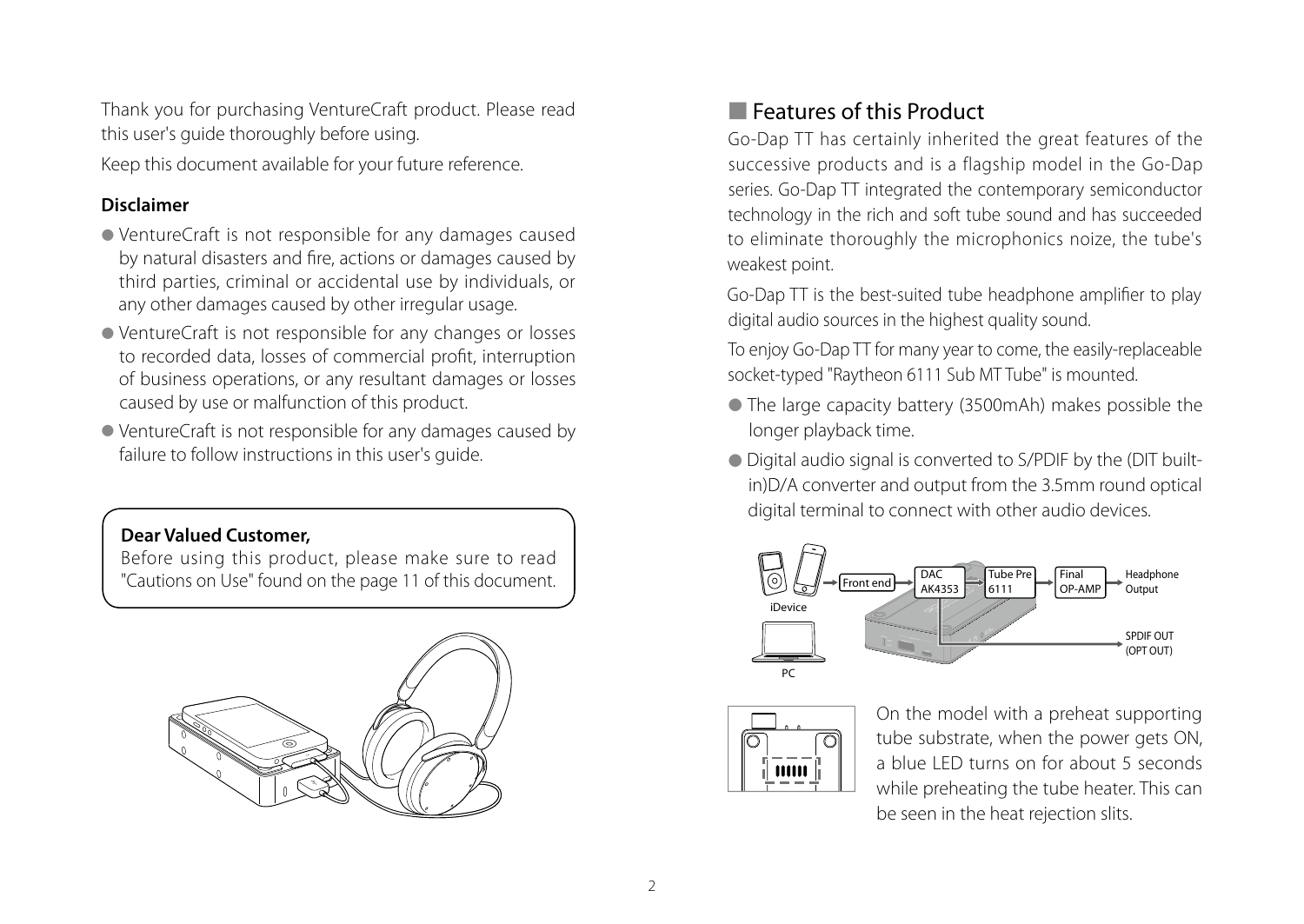Thank you for purchasing VentureCraft product. Please read this user's guide thoroughly before using.

Keep this document available for your future reference.

**Disclaimer**

- VentureCraft is not responsible for any damages caused by natural disasters and fire, actions or damages caused by third parties, criminal or accidental use by individuals, or any other damages caused by other irregular usage.
- VentureCraft is not responsible for any changes or losses to recorded data, losses of commercial profit, interruption of business operations, or any resultant damages or losses caused by use or malfunction of this product.
- VentureCraft is not responsible for any damages caused by failure to follow instructions in this user's guide.

> **Dear Valued Customer,**
> Before using this product, please make sure to read "Cautions on Use" found on the page 11 of this document.

## Features of this Product

Go-Dap TT has certainly inherited the great features of the successive products and is a flagship model in the Go-Dap series. Go-Dap TT integrated the contemporary semiconductor technology in the rich and soft tube sound and has succeeded to eliminate thoroughly the microphonics noize, the tube's weakest point.

Go-Dap TT is the best-suited tube headphone amplifier to play digital audio sources in the highest quality sound.

To enjoy Go-Dap TT for many year to come, the easily-replaceable socket-typed "Raytheon 6111 Sub MT Tube" is mounted.

- The large capacity battery (3500mAh) makes possible the longer playback time.
- Digital audio signal is converted to S/PDIF by the (DIT built-in)D/A converter and output from the 3.5mm round optical digital terminal to connect with other audio devices.

iDevice / PC → Front end → DAC AK4353 → Tube Pre 6111 → Final OP-AMP → Headphone Output

SPDIF OUT (OPT OUT)

On the model with a preheat supporting tube substrate, when the power gets ON, a blue LED turns on for about 5 seconds while preheating the tube heater. This can be seen in the heat rejection slits.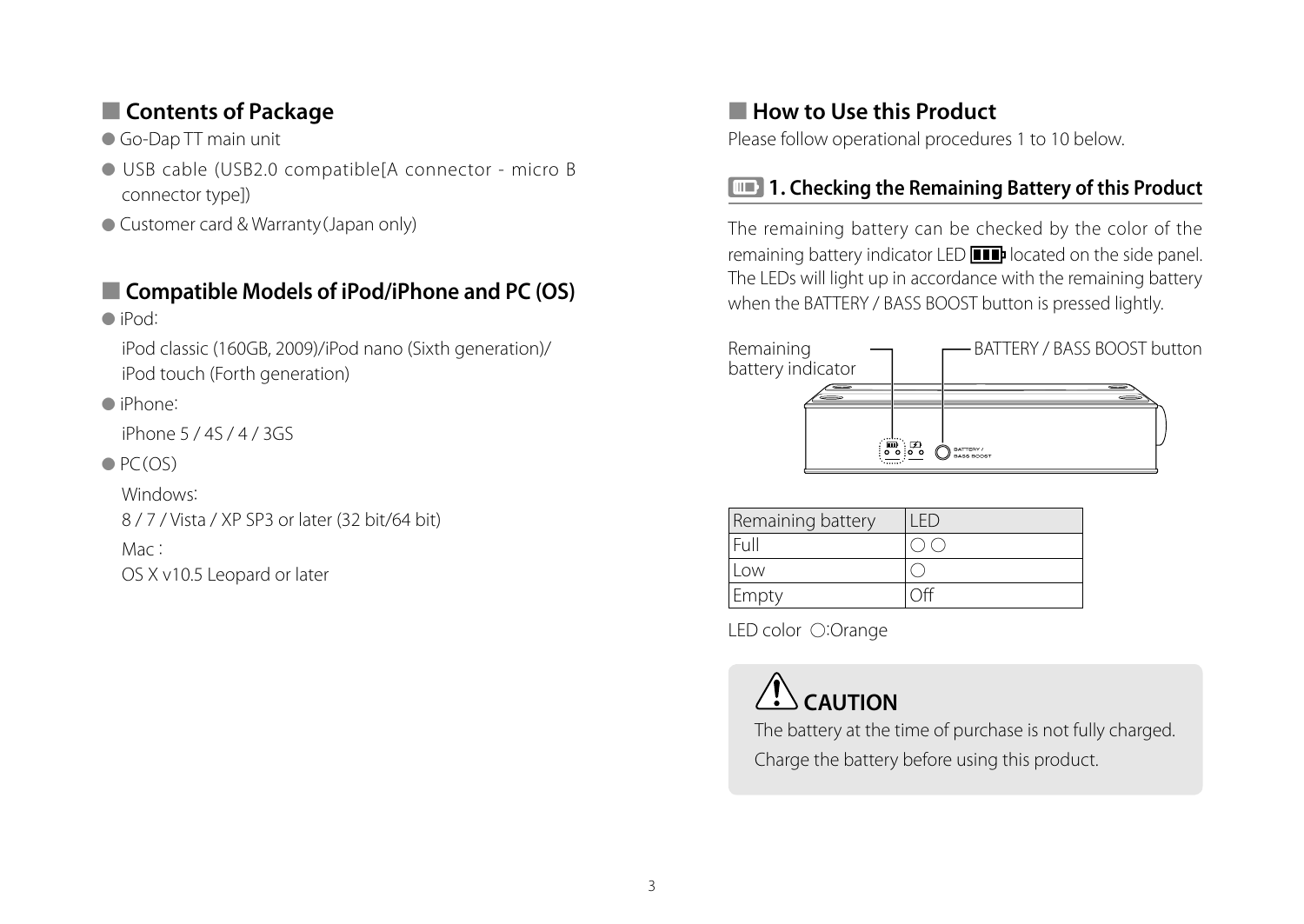## ■ Contents of Package

- Go-Dap TT main unit
- USB cable (USB2.0 compatible[A connector - micro B connector type])
- Customer card & Warranty (Japan only)

## ■ Compatible Models of iPod/iPhone and PC (OS)

- iPod:

  iPod classic (160GB, 2009)/iPod nano (Sixth generation)/
  iPod touch (Forth generation)

- iPhone:

  iPhone 5 / 4S / 4 / 3GS

- PC (OS)

  Windows:

  8 / 7 / Vista / XP SP3 or later (32 bit/64 bit)

  Mac :

  OS X v10.5 Leopard or later

## ■ How to Use this Product

Please follow operational procedures 1 to 10 below.

### 1. Checking the Remaining Battery of this Product

The remaining battery can be checked by the color of the remaining battery indicator LED located on the side panel. The LEDs will light up in accordance with the remaining battery when the BATTERY / BASS BOOST button is pressed lightly.

Remaining battery indicator — BATTERY / BASS BOOST button

| Remaining battery | LED |
|---|---|
| Full | ○ ○ |
| Low | ○ |
| Empty | Off |

LED color ○:Orange

**⚠ CAUTION**

The battery at the time of purchase is not fully charged.

Charge the battery before using this product.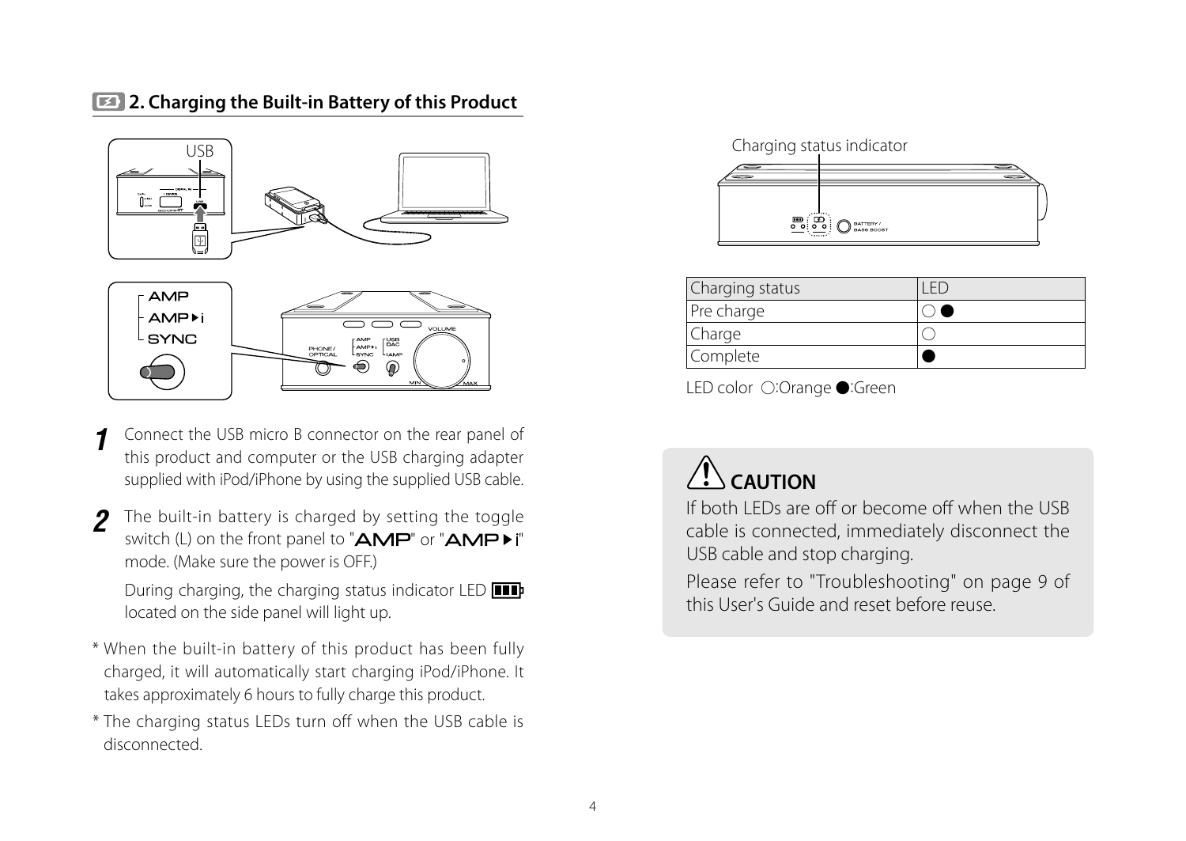## 2. Charging the Built-in Battery of this Product

**1** Connect the USB micro B connector on the rear panel of this product and computer or the USB charging adapter supplied with iPod/iPhone by using the supplied USB cable.

**2** The built-in battery is charged by setting the toggle switch (L) on the front panel to "AMP" or "AMP ▸ i" mode. (Make sure the power is OFF.)

During charging, the charging status indicator LED located on the side panel will light up.

* When the built-in battery of this product has been fully charged, it will automatically start charging iPod/iPhone. It takes approximately 6 hours to fully charge this product.
* The charging status LEDs turn off when the USB cable is disconnected.

Charging status indicator

| Charging status | LED |
|---|---|
| Pre charge | ○ ● |
| Charge | ○ |
| Complete | ● |

LED color ○:Orange ●:Green

### ⚠ CAUTION

If both LEDs are off or become off when the USB cable is connected, immediately disconnect the USB cable and stop charging.

Please refer to "Troubleshooting" on page 9 of this User's Guide and reset before reuse.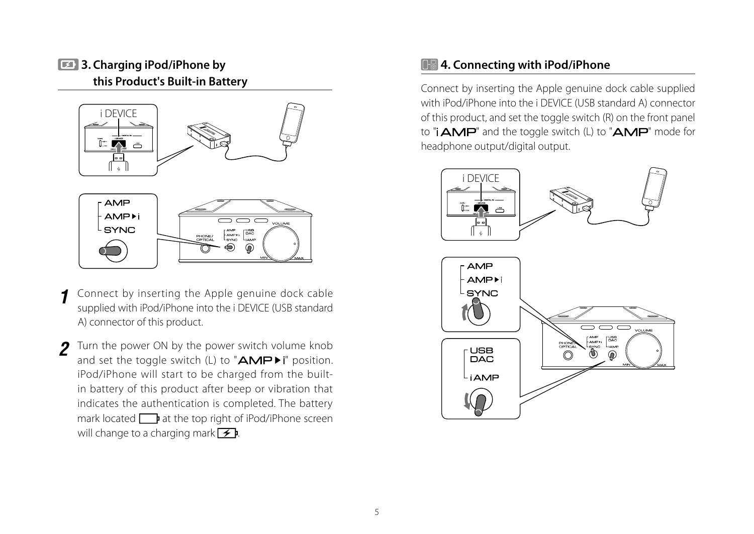## 3. Charging iPod/iPhone by this Product's Built-in Battery

1. Connect by inserting the Apple genuine dock cable supplied with iPod/iPhone into the i DEVICE (USB standard A) connector of this product.

2. Turn the power ON by the power switch volume knob and set the toggle switch (L) to "AMP ▶ i" position. iPod/iPhone will start to be charged from the built-in battery of this product after beep or vibration that indicates the authentication is completed. The battery mark located at the top right of iPod/iPhone screen will change to a charging mark.

## 4. Connecting with iPod/iPhone

Connect by inserting the Apple genuine dock cable supplied with iPod/iPhone into the i DEVICE (USB standard A) connector of this product, and set the toggle switch (R) on the front panel to "i AMP" and the toggle switch (L) to "AMP" mode for headphone output/digital output.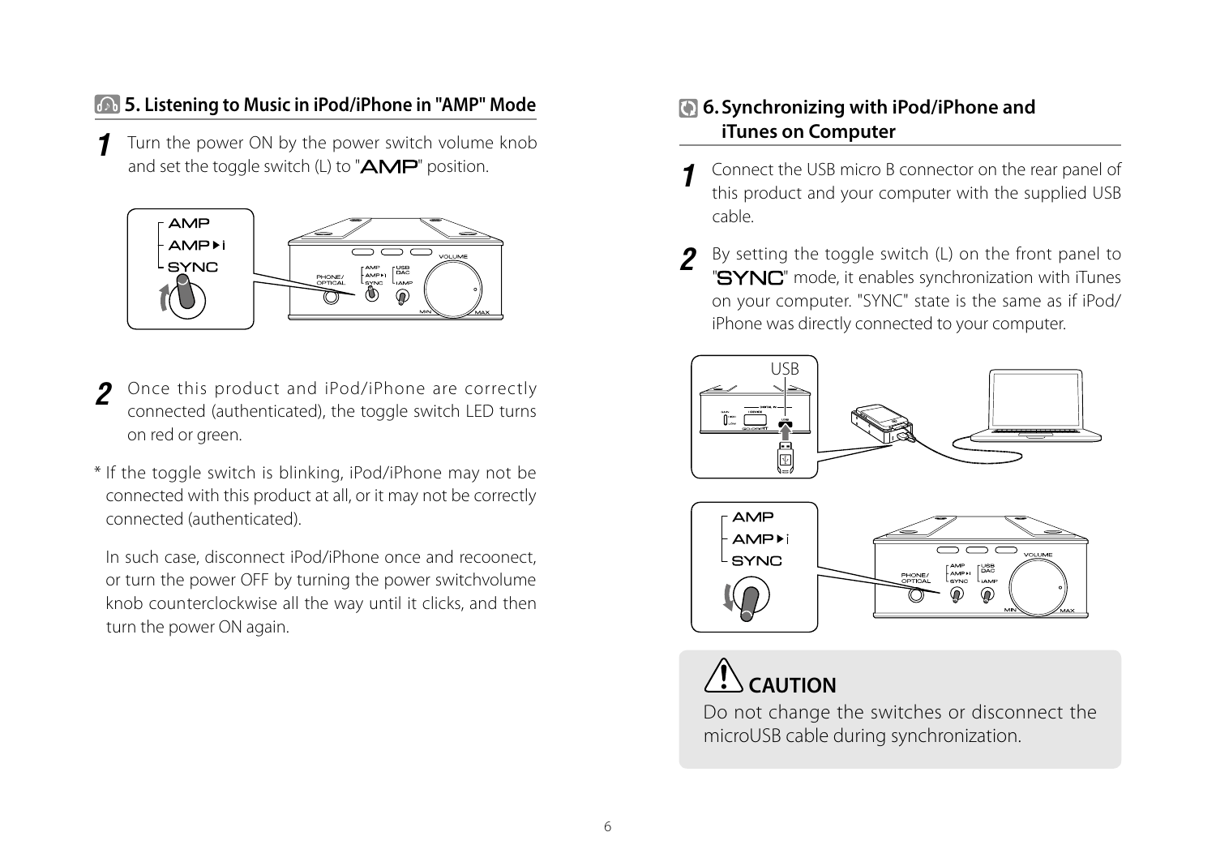## 5. Listening to Music in iPod/iPhone in "AMP" Mode

**1** Turn the power ON by the power switch volume knob and set the toggle switch (L) to "AMP" position.

**2** Once this product and iPod/iPhone are correctly connected (authenticated), the toggle switch LED turns on red or green.

* If the toggle switch is blinking, iPod/iPhone may not be connected with this product at all, or it may not be correctly connected (authenticated).

  In such case, disconnect iPod/iPhone once and recoonect, or turn the power OFF by turning the power switchvolume knob counterclockwise all the way until it clicks, and then turn the power ON again.

## 6. Synchronizing with iPod/iPhone and iTunes on Computer

**1** Connect the USB micro B connector on the rear panel of this product and your computer with the supplied USB cable.

**2** By setting the toggle switch (L) on the front panel to "SYNC" mode, it enables synchronization with iTunes on your computer. "SYNC" state is the same as if iPod/iPhone was directly connected to your computer.

### CAUTION

Do not change the switches or disconnect the microUSB cable during synchronization.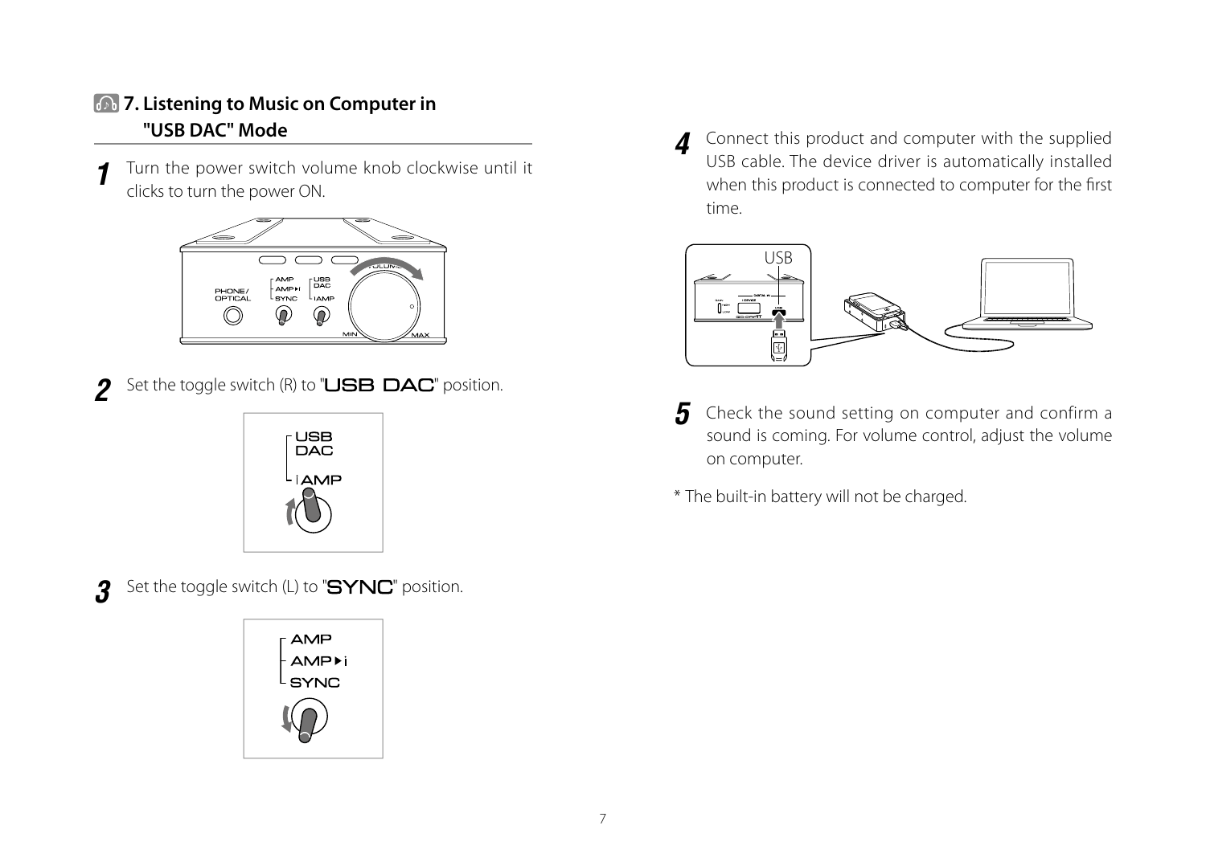## 7. Listening to Music on Computer in "USB DAC" Mode

**1** Turn the power switch volume knob clockwise until it clicks to turn the power ON.

**2** Set the toggle switch (R) to "USB DAC" position.

**3** Set the toggle switch (L) to "SYNC" position.

**4** Connect this product and computer with the supplied USB cable. The device driver is automatically installed when this product is connected to computer for the first time.

**5** Check the sound setting on computer and confirm a sound is coming. For volume control, adjust the volume on computer.

* The built-in battery will not be charged.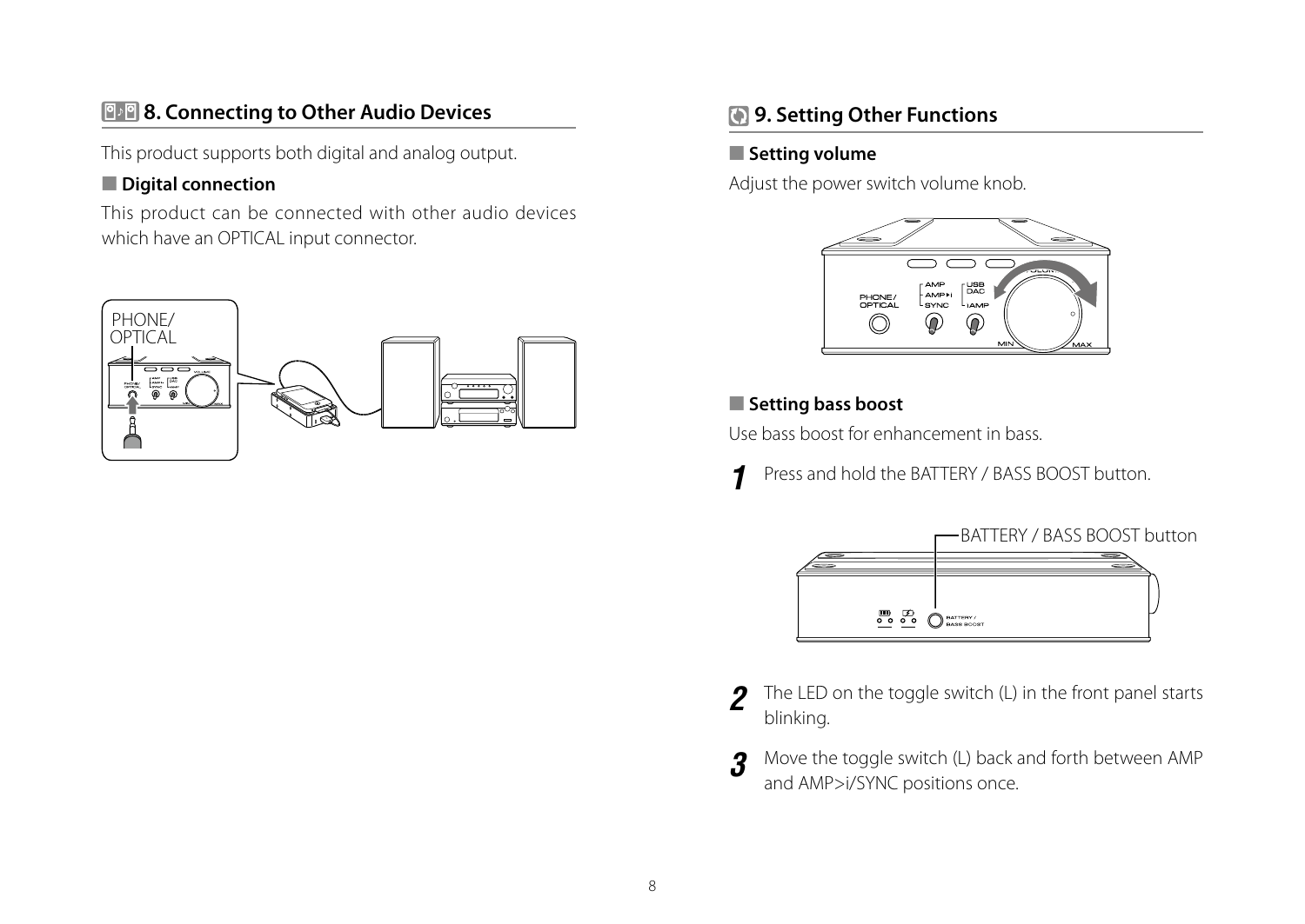## 8. Connecting to Other Audio Devices

This product supports both digital and analog output.

### ■ Digital connection

This product can be connected with other audio devices which have an OPTICAL input connector.

## 9. Setting Other Functions

### ■ Setting volume

Adjust the power switch volume knob.

### ■ Setting bass boost

Use bass boost for enhancement in bass.

**1** Press and hold the BATTERY / BASS BOOST button.

**2** The LED on the toggle switch (L) in the front panel starts blinking.

**3** Move the toggle switch (L) back and forth between AMP and AMP>i/SYNC positions once.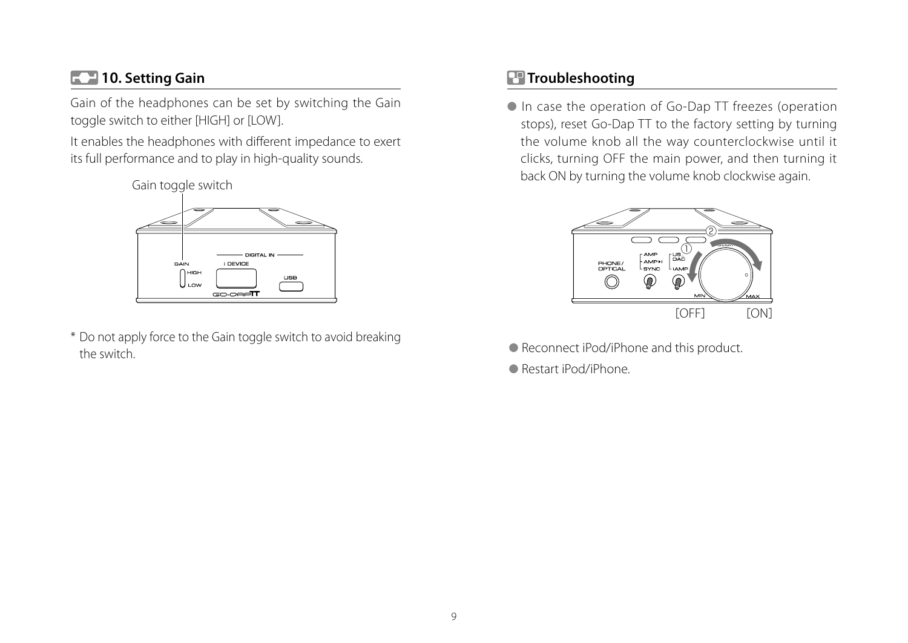## 10. Setting Gain

Gain of the headphones can be set by switching the Gain toggle switch to either [HIGH] or [LOW].

It enables the headphones with different impedance to exert its full performance and to play in high-quality sounds.

Gain toggle switch

* Do not apply force to the Gain toggle switch to avoid breaking the switch.

## Troubleshooting

- In case the operation of Go-Dap TT freezes (operation stops), reset Go-Dap TT to the factory setting by turning the volume knob all the way counterclockwise until it clicks, turning OFF the main power, and then turning it back ON by turning the volume knob clockwise again.

[OFF] [ON]

- Reconnect iPod/iPhone and this product.
- Restart iPod/iPhone.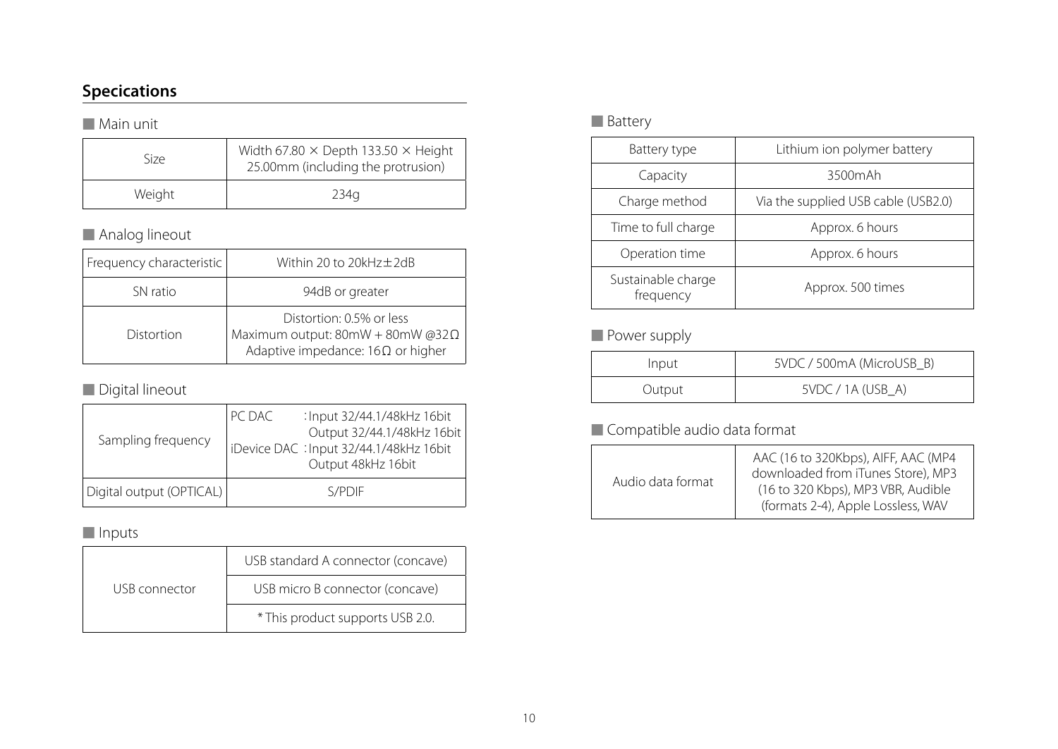## Specications

### ■ Main unit

| Size | Width 67.80 × Depth 133.50 × Height 25.00mm (including the protrusion) |
|---|---|
| Weight | 234g |

### ■ Analog lineout

| Frequency characteristic | Within 20 to 20kHz±2dB |
|---|---|
| SN ratio | 94dB or greater |
| Distortion | Distortion: 0.5% or less<br>Maximum output: 80mW + 80mW @32Ω<br>Adaptive impedance: 16Ω or higher |

### ■ Digital lineout

| Sampling frequency | PC DAC : Input 32/44.1/48kHz 16bit<br>Output 32/44.1/48kHz 16bit<br>iDevice DAC : Input 32/44.1/48kHz 16bit<br>Output 48kHz 16bit |
|---|---|
| Digital output (OPTICAL) | S/PDIF |

### ■ Inputs

| USB connector | USB standard A connector (concave) |
|---|---|
| | USB micro B connector (concave) |
| | * This product supports USB 2.0. |

### ■ Battery

| Battery type | Lithium ion polymer battery |
|---|---|
| Capacity | 3500mAh |
| Charge method | Via the supplied USB cable (USB2.0) |
| Time to full charge | Approx. 6 hours |
| Operation time | Approx. 6 hours |
| Sustainable charge frequency | Approx. 500 times |

### ■ Power supply

| Input | 5VDC / 500mA (MicroUSB_B) |
|---|---|
| Output | 5VDC / 1A (USB_A) |

### ■ Compatible audio data format

| Audio data format | AAC (16 to 320Kbps), AIFF, AAC (MP4 downloaded from iTunes Store), MP3 (16 to 320 Kbps), MP3 VBR, Audible (formats 2-4), Apple Lossless, WAV |
|---|---|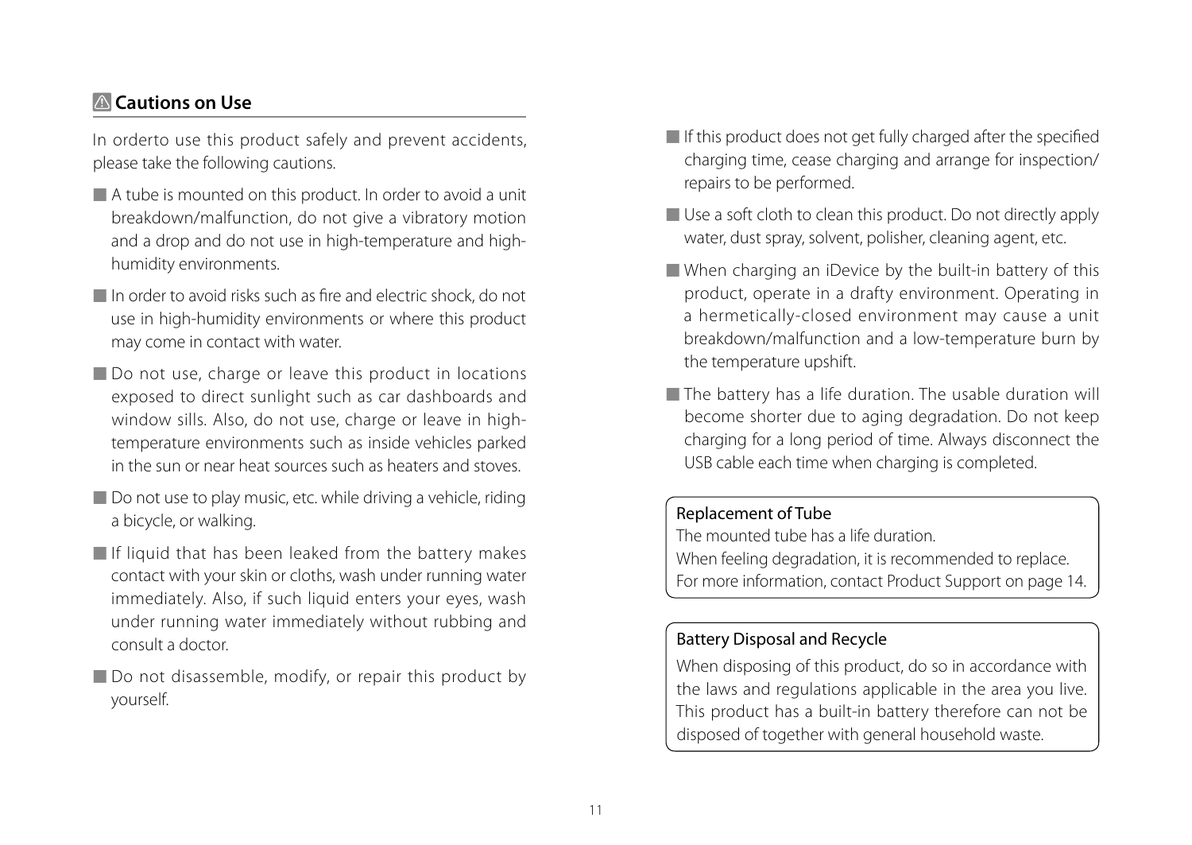## ⚠ Cautions on Use

In orderto use this product safely and prevent accidents, please take the following cautions.

- A tube is mounted on this product. In order to avoid a unit breakdown/malfunction, do not give a vibratory motion and a drop and do not use in high-temperature and high-humidity environments.
- In order to avoid risks such as fire and electric shock, do not use in high-humidity environments or where this product may come in contact with water.
- Do not use, charge or leave this product in locations exposed to direct sunlight such as car dashboards and window sills. Also, do not use, charge or leave in high-temperature environments such as inside vehicles parked in the sun or near heat sources such as heaters and stoves.
- Do not use to play music, etc. while driving a vehicle, riding a bicycle, or walking.
- If liquid that has been leaked from the battery makes contact with your skin or cloths, wash under running water immediately. Also, if such liquid enters your eyes, wash under running water immediately without rubbing and consult a doctor.
- Do not disassemble, modify, or repair this product by yourself.
- If this product does not get fully charged after the specified charging time, cease charging and arrange for inspection/ repairs to be performed.
- Use a soft cloth to clean this product. Do not directly apply water, dust spray, solvent, polisher, cleaning agent, etc.
- When charging an iDevice by the built-in battery of this product, operate in a drafty environment. Operating in a hermetically-closed environment may cause a unit breakdown/malfunction and a low-temperature burn by the temperature upshift.
- The battery has a life duration. The usable duration will become shorter due to aging degradation. Do not keep charging for a long period of time. Always disconnect the USB cable each time when charging is completed.

**Replacement of Tube**

The mounted tube has a life duration.
When feeling degradation, it is recommended to replace.
For more information, contact Product Support on page 14.

**Battery Disposal and Recycle**

When disposing of this product, do so in accordance with the laws and regulations applicable in the area you live. This product has a built-in battery therefore can not be disposed of together with general household waste.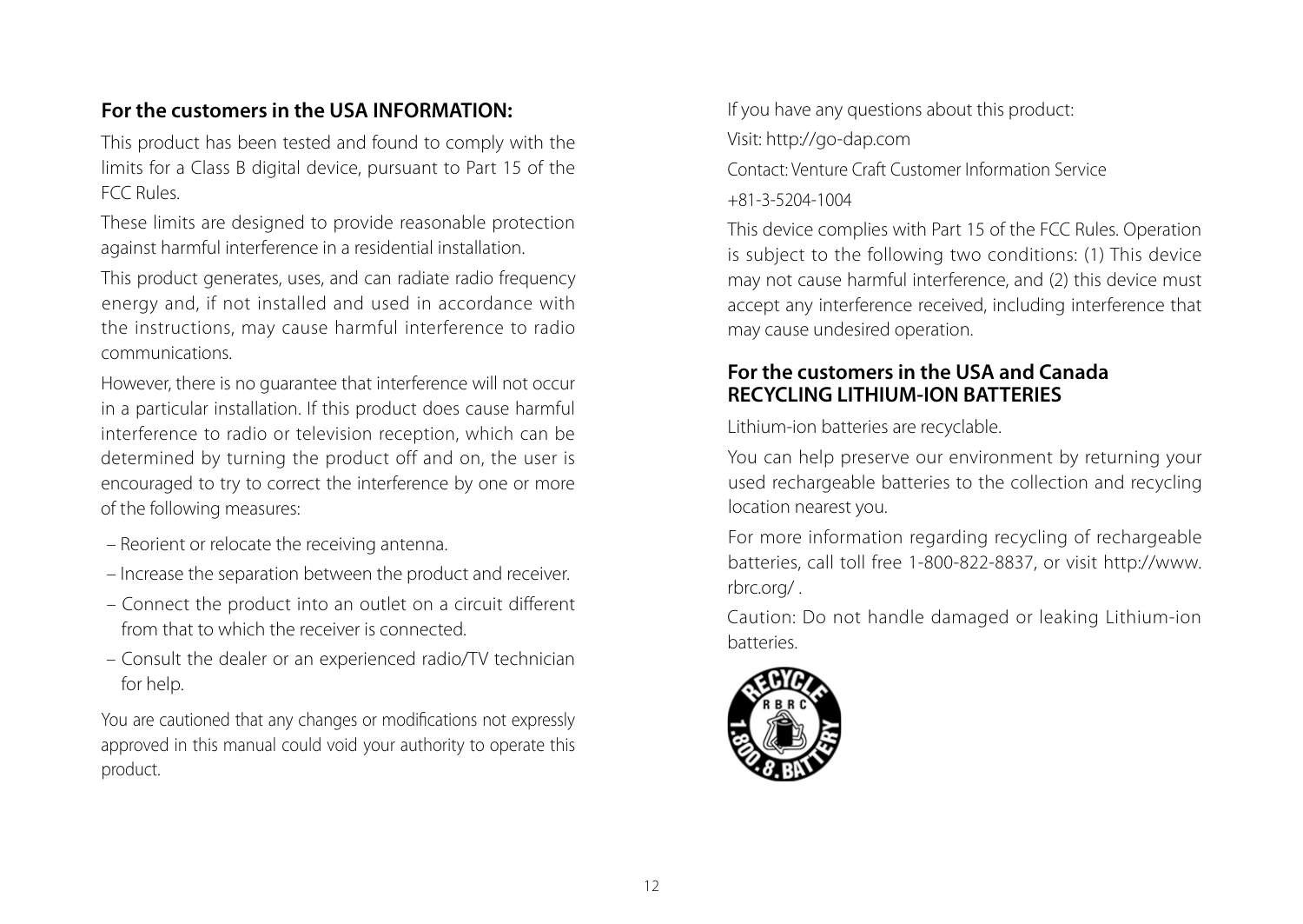## For the customers in the USA INFORMATION:

This product has been tested and found to comply with the limits for a Class B digital device, pursuant to Part 15 of the FCC Rules.

These limits are designed to provide reasonable protection against harmful interference in a residential installation.

This product generates, uses, and can radiate radio frequency energy and, if not installed and used in accordance with the instructions, may cause harmful interference to radio communications.

However, there is no guarantee that interference will not occur in a particular installation. If this product does cause harmful interference to radio or television reception, which can be determined by turning the product off and on, the user is encouraged to try to correct the interference by one or more of the following measures:

- Reorient or relocate the receiving antenna.
- Increase the separation between the product and receiver.
- Connect the product into an outlet on a circuit different from that to which the receiver is connected.
- Consult the dealer or an experienced radio/TV technician for help.

You are cautioned that any changes or modifications not expressly approved in this manual could void your authority to operate this product.

If you have any questions about this product:

Visit: http://go-dap.com

Contact: Venture Craft Customer Information Service

+81-3-5204-1004

This device complies with Part 15 of the FCC Rules. Operation is subject to the following two conditions: (1) This device may not cause harmful interference, and (2) this device must accept any interference received, including interference that may cause undesired operation.

## For the customers in the USA and Canada RECYCLING LITHIUM-ION BATTERIES

Lithium-ion batteries are recyclable.

You can help preserve our environment by returning your used rechargeable batteries to the collection and recycling location nearest you.

For more information regarding recycling of rechargeable batteries, call toll free 1-800-822-8837, or visit http://www.rbrc.org/ .

Caution: Do not handle damaged or leaking Lithium-ion batteries.

RECYCLE RBRC 1.800.8.BATTERY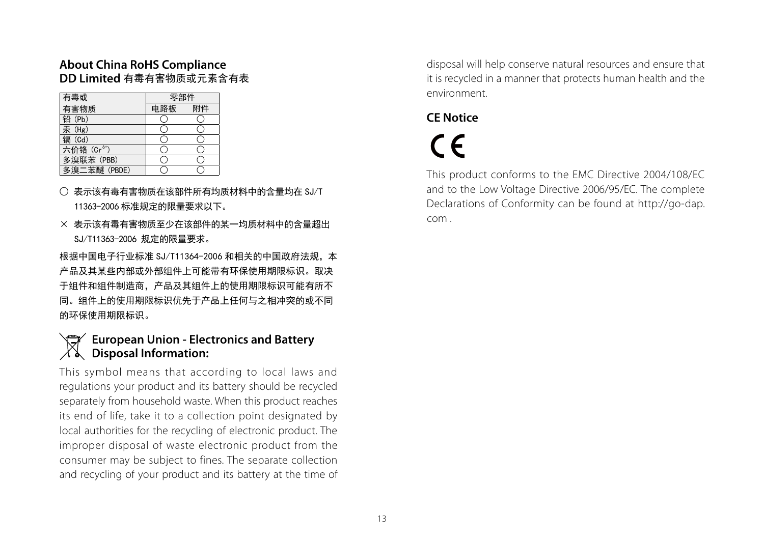## About China RoHS Compliance

**DD Limited** 有毒有害物质或元素含有表

| 有毒或 | 零部件 | |
|---|---|---|
| 有害物质 | 电路板 | 附件 |
| 铅（Pb） | ○ | ○ |
| 汞（Hg） | ○ | ○ |
| 镉（Cd） | ○ | ○ |
| 六价铬（$Cr^{6+}$） | ○ | ○ |
| 多溴联苯（PBB） | ○ | ○ |
| 多溴二苯醚（PBDE） | ○ | ○ |

○ 表示该有毒有害物质在该部件所有均质材料中的含量均在 SJ/T 11363-2006 标准规定的限量要求以下。

× 表示该有毒有害物质至少在该部件的某一均质材料中的含量超出 SJ/T11363-2006 规定的限量要求。

根据中国电子行业标准 SJ/T11364-2006 和相关的中国政府法规，本产品及其某些内部或外部组件上可能带有环保使用期限标识。取决于组件和组件制造商，产品及其组件上的使用期限标识可能有所不同。组件上的使用期限标识优先于产品上任何与之相冲突的或不同的环保使用期限标识。

## European Union - Electronics and Battery Disposal Information:

This symbol means that according to local laws and regulations your product and its battery should be recycled separately from household waste. When this product reaches its end of life, take it to a collection point designated by local authorities for the recycling of electronic product. The improper disposal of waste electronic product from the consumer may be subject to fines. The separate collection and recycling of your product and its battery at the time of disposal will help conserve natural resources and ensure that it is recycled in a manner that protects human health and the environment.

## CE Notice

CE

This product conforms to the EMC Directive 2004/108/EC and to the Low Voltage Directive 2006/95/EC. The complete Declarations of Conformity can be found at http://go-dap.com .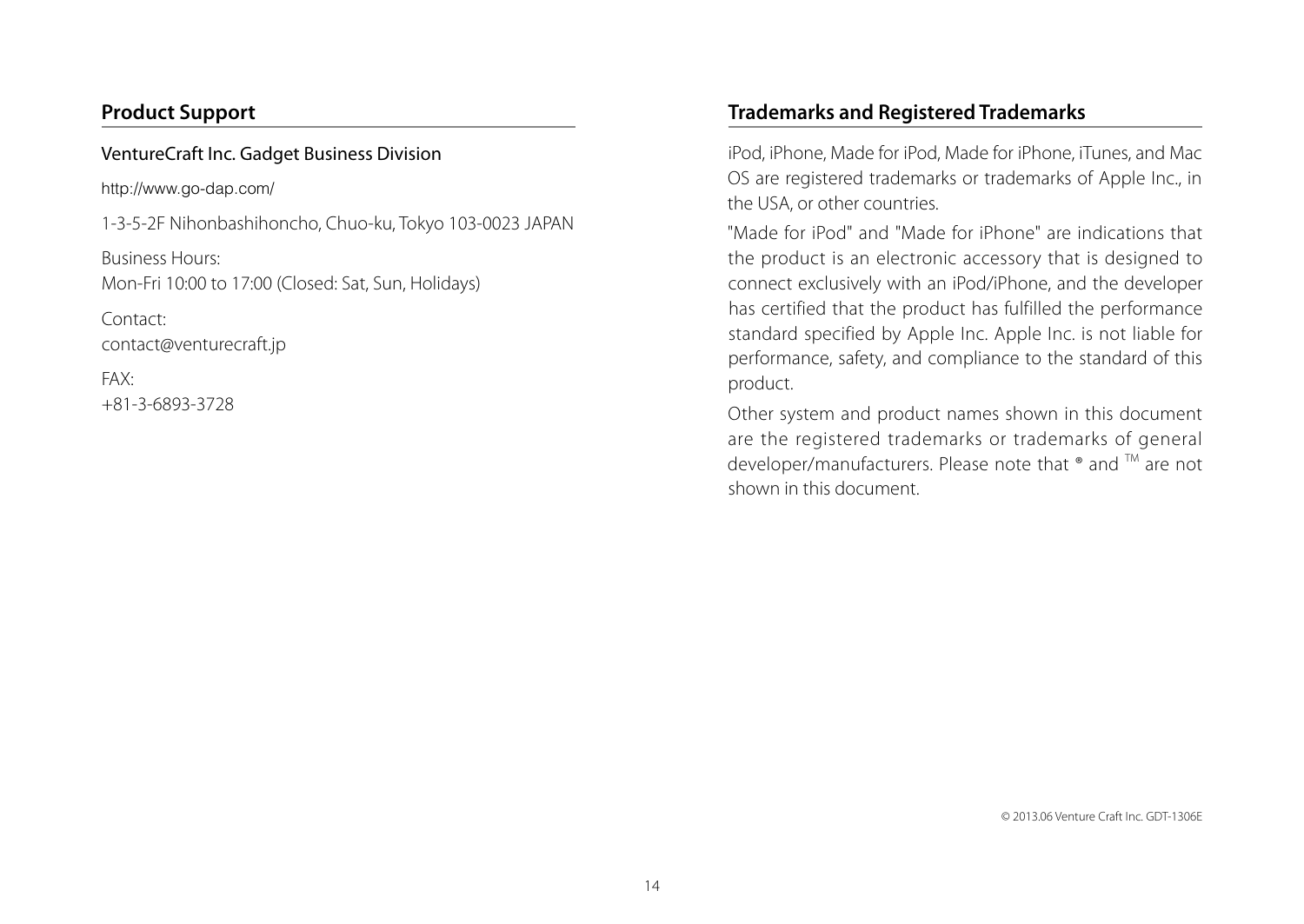## Product Support

VentureCraft Inc. Gadget Business Division

http://www.go-dap.com/

1-3-5-2F Nihonbashihoncho, Chuo-ku, Tokyo 103-0023 JAPAN

Business Hours:
Mon-Fri 10:00 to 17:00 (Closed: Sat, Sun, Holidays)

Contact:
contact@venturecraft.jp

FAX:
+81-3-6893-3728

## Trademarks and Registered Trademarks

iPod, iPhone, Made for iPod, Made for iPhone, iTunes, and Mac OS are registered trademarks or trademarks of Apple Inc., in the USA, or other countries.

"Made for iPod" and "Made for iPhone" are indications that the product is an electronic accessory that is designed to connect exclusively with an iPod/iPhone, and the developer has certified that the product has fulfilled the performance standard specified by Apple Inc. Apple Inc. is not liable for performance, safety, and compliance to the standard of this product.

Other system and product names shown in this document are the registered trademarks or trademarks of general developer/manufacturers. Please note that ® and ™ are not shown in this document.

© 2013.06 Venture Craft Inc. GDT-1306E